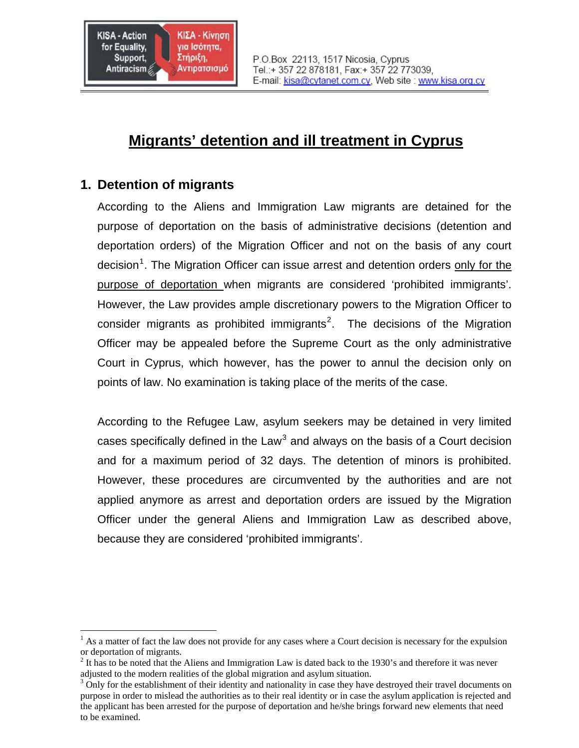KISA - Action for Equality, Support, Antiracism | ΚΙΣΑ - Κίνηση για Ισότητα, Στήριξη, Αντιρατσισμό

P.O.Box 22113, 1517 Nicosia, Cyprus
Tel.:+ 357 22 878181, Fax:+ 357 22 773039,
E-mail: kisa@cytanet.com.cy, Web site : www.kisa.org.cy

# Migrants' detention and ill treatment in Cyprus

## 1. Detention of migrants

According to the Aliens and Immigration Law migrants are detained for the purpose of deportation on the basis of administrative decisions (detention and deportation orders) of the Migration Officer and not on the basis of any court decision[1]. The Migration Officer can issue arrest and detention orders only for the purpose of deportation when migrants are considered 'prohibited immigrants'. However, the Law provides ample discretionary powers to the Migration Officer to consider migrants as prohibited immigrants[2]. The decisions of the Migration Officer may be appealed before the Supreme Court as the only administrative Court in Cyprus, which however, has the power to annul the decision only on points of law. No examination is taking place of the merits of the case.

According to the Refugee Law, asylum seekers may be detained in very limited cases specifically defined in the Law[3] and always on the basis of a Court decision and for a maximum period of 32 days. The detention of minors is prohibited. However, these procedures are circumvented by the authorities and are not applied anymore as arrest and deportation orders are issued by the Migration Officer under the general Aliens and Immigration Law as described above, because they are considered 'prohibited immigrants'.

---

[1] As a matter of fact the law does not provide for any cases where a Court decision is necessary for the expulsion or deportation of migrants.

[2] It has to be noted that the Aliens and Immigration Law is dated back to the 1930's and therefore it was never adjusted to the modern realities of the global migration and asylum situation.

[3] Only for the establishment of their identity and nationality in case they have destroyed their travel documents on purpose in order to mislead the authorities as to their real identity or in case the asylum application is rejected and the applicant has been arrested for the purpose of deportation and he/she brings forward new elements that need to be examined.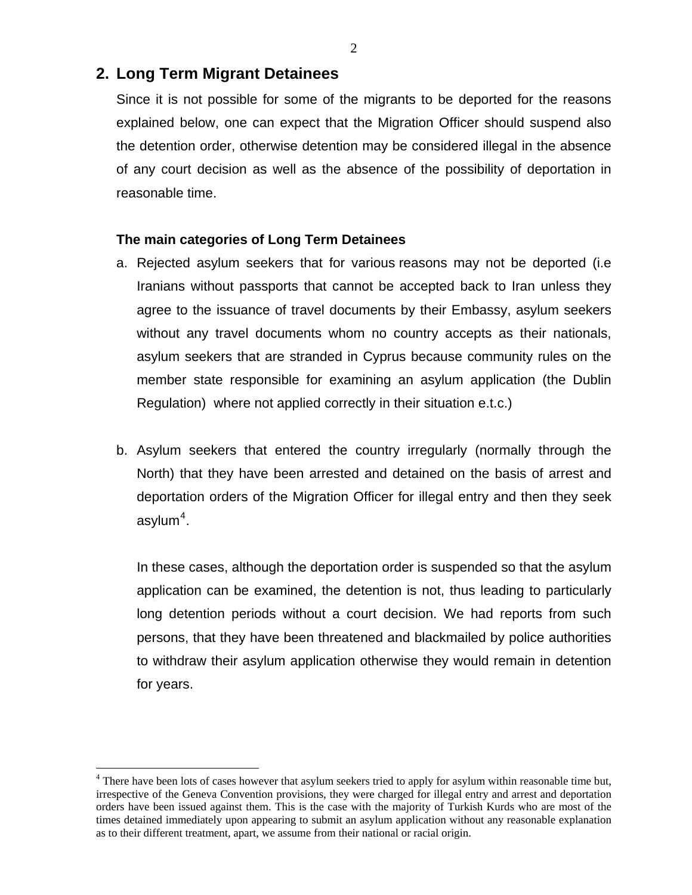## 2. Long Term Migrant Detainees

Since it is not possible for some of the migrants to be deported for the reasons explained below, one can expect that the Migration Officer should suspend also the detention order, otherwise detention may be considered illegal in the absence of any court decision as well as the absence of the possibility of deportation in reasonable time.

**The main categories of Long Term Detainees**

a. Rejected asylum seekers that for various reasons may not be deported (i.e Iranians without passports that cannot be accepted back to Iran unless they agree to the issuance of travel documents by their Embassy, asylum seekers without any travel documents whom no country accepts as their nationals, asylum seekers that are stranded in Cyprus because community rules on the member state responsible for examining an asylum application (the Dublin Regulation) where not applied correctly in their situation e.t.c.)

b. Asylum seekers that entered the country irregularly (normally through the North) that they have been arrested and detained on the basis of arrest and deportation orders of the Migration Officer for illegal entry and then they seek asylum[4].

   In these cases, although the deportation order is suspended so that the asylum application can be examined, the detention is not, thus leading to particularly long detention periods without a court decision. We had reports from such persons, that they have been threatened and blackmailed by police authorities to withdraw their asylum application otherwise they would remain in detention for years.

---

[4] There have been lots of cases however that asylum seekers tried to apply for asylum within reasonable time but, irrespective of the Geneva Convention provisions, they were charged for illegal entry and arrest and deportation orders have been issued against them. This is the case with the majority of Turkish Kurds who are most of the times detained immediately upon appearing to submit an asylum application without any reasonable explanation as to their different treatment, apart, we assume from their national or racial origin.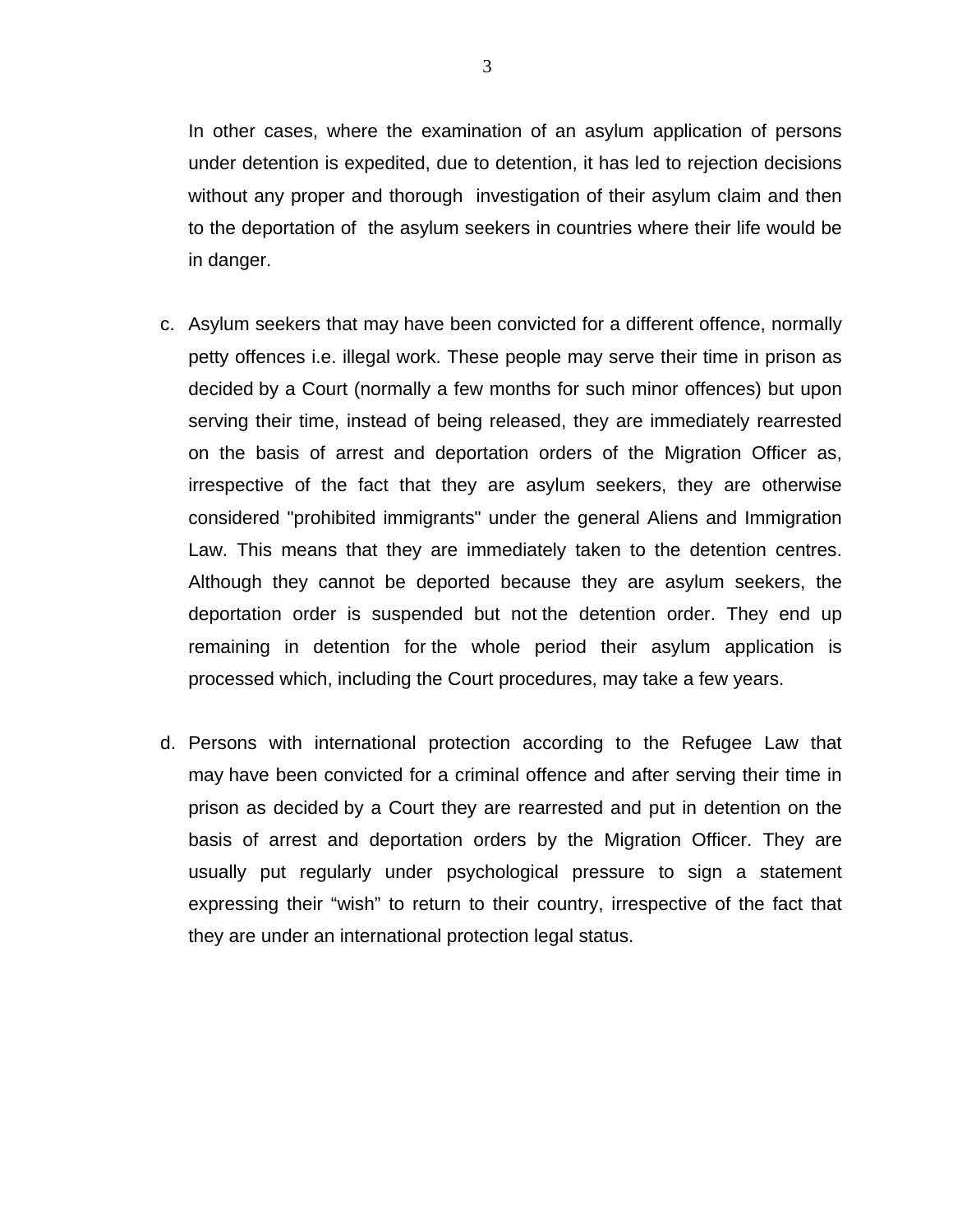In other cases, where the examination of an asylum application of persons under detention is expedited, due to detention, it has led to rejection decisions without any proper and thorough investigation of their asylum claim and then to the deportation of the asylum seekers in countries where their life would be in danger.

c. Asylum seekers that may have been convicted for a different offence, normally petty offences i.e. illegal work. These people may serve their time in prison as decided by a Court (normally a few months for such minor offences) but upon serving their time, instead of being released, they are immediately rearrested on the basis of arrest and deportation orders of the Migration Officer as, irrespective of the fact that they are asylum seekers, they are otherwise considered "prohibited immigrants" under the general Aliens and Immigration Law. This means that they are immediately taken to the detention centres. Although they cannot be deported because they are asylum seekers, the deportation order is suspended but not the detention order. They end up remaining in detention for the whole period their asylum application is processed which, including the Court procedures, may take a few years.

d. Persons with international protection according to the Refugee Law that may have been convicted for a criminal offence and after serving their time in prison as decided by a Court they are rearrested and put in detention on the basis of arrest and deportation orders by the Migration Officer. They are usually put regularly under psychological pressure to sign a statement expressing their "wish" to return to their country, irrespective of the fact that they are under an international protection legal status.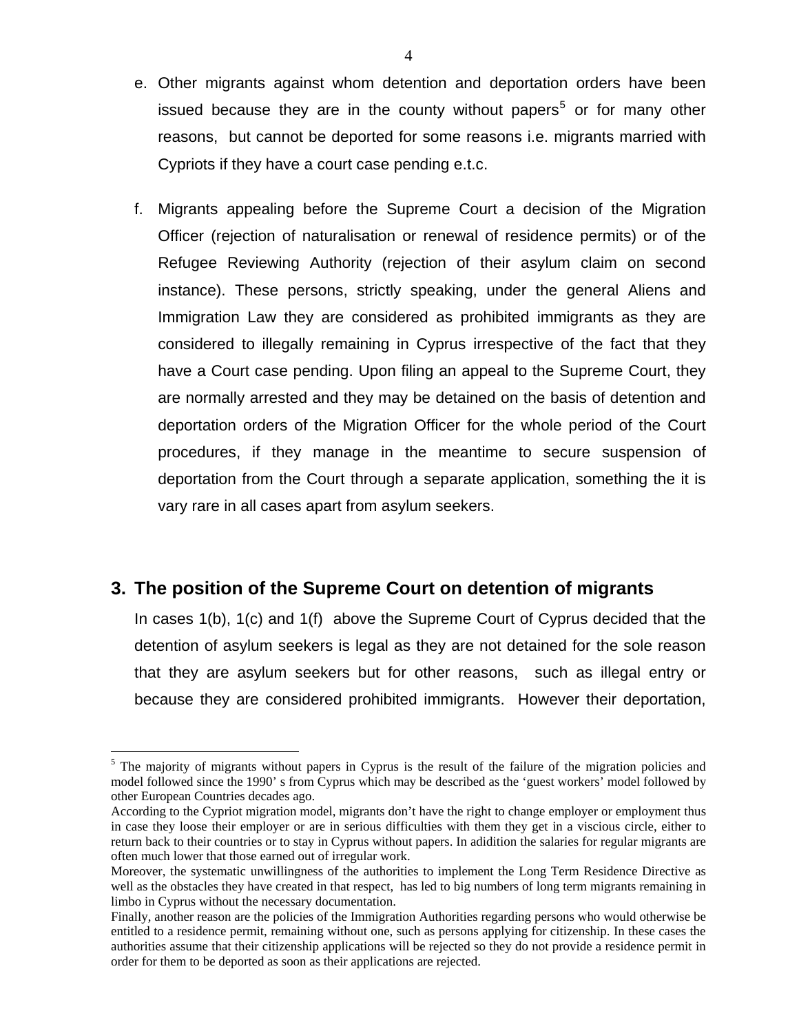e. Other migrants against whom detention and deportation orders have been issued because they are in the county without papers[5] or for many other reasons, but cannot be deported for some reasons i.e. migrants married with Cypriots if they have a court case pending e.t.c.

f. Migrants appealing before the Supreme Court a decision of the Migration Officer (rejection of naturalisation or renewal of residence permits) or of the Refugee Reviewing Authority (rejection of their asylum claim on second instance). These persons, strictly speaking, under the general Aliens and Immigration Law they are considered as prohibited immigrants as they are considered to illegally remaining in Cyprus irrespective of the fact that they have a Court case pending. Upon filing an appeal to the Supreme Court, they are normally arrested and they may be detained on the basis of detention and deportation orders of the Migration Officer for the whole period of the Court procedures, if they manage in the meantime to secure suspension of deportation from the Court through a separate application, something the it is vary rare in all cases apart from asylum seekers.

## 3. The position of the Supreme Court on detention of migrants

In cases 1(b), 1(c) and 1(f) above the Supreme Court of Cyprus decided that the detention of asylum seekers is legal as they are not detained for the sole reason that they are asylum seekers but for other reasons, such as illegal entry or because they are considered prohibited immigrants. However their deportation,

---

[5] The majority of migrants without papers in Cyprus is the result of the failure of the migration policies and model followed since the 1990' s from Cyprus which may be described as the 'guest workers' model followed by other European Countries decades ago.
According to the Cypriot migration model, migrants don't have the right to change employer or employment thus in case they loose their employer or are in serious difficulties with them they get in a viscious circle, either to return back to their countries or to stay in Cyprus without papers. In adidition the salaries for regular migrants are often much lower that those earned out of irregular work.
Moreover, the systematic unwillingness of the authorities to implement the Long Term Residence Directive as well as the obstacles they have created in that respect, has led to big numbers of long term migrants remaining in limbo in Cyprus without the necessary documentation.
Finally, another reason are the policies of the Immigration Authorities regarding persons who would otherwise be entitled to a residence permit, remaining without one, such as persons applying for citizenship. In these cases the authorities assume that their citizenship applications will be rejected so they do not provide a residence permit in order for them to be deported as soon as their applications are rejected.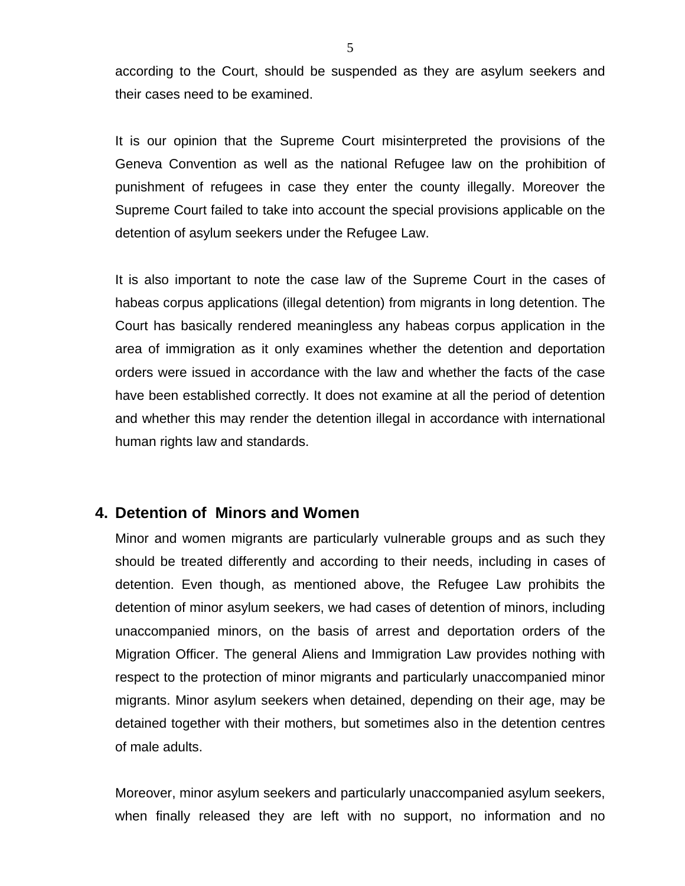according to the Court, should be suspended as they are asylum seekers and their cases need to be examined.

It is our opinion that the Supreme Court misinterpreted the provisions of the Geneva Convention as well as the national Refugee law on the prohibition of punishment of refugees in case they enter the county illegally. Moreover the Supreme Court failed to take into account the special provisions applicable on the detention of asylum seekers under the Refugee Law.

It is also important to note the case law of the Supreme Court in the cases of habeas corpus applications (illegal detention) from migrants in long detention. The Court has basically rendered meaningless any habeas corpus application in the area of immigration as it only examines whether the detention and deportation orders were issued in accordance with the law and whether the facts of the case have been established correctly. It does not examine at all the period of detention and whether this may render the detention illegal in accordance with international human rights law and standards.

## 4. Detention of Minors and Women

Minor and women migrants are particularly vulnerable groups and as such they should be treated differently and according to their needs, including in cases of detention. Even though, as mentioned above, the Refugee Law prohibits the detention of minor asylum seekers, we had cases of detention of minors, including unaccompanied minors, on the basis of arrest and deportation orders of the Migration Officer. The general Aliens and Immigration Law provides nothing with respect to the protection of minor migrants and particularly unaccompanied minor migrants. Minor asylum seekers when detained, depending on their age, may be detained together with their mothers, but sometimes also in the detention centres of male adults.

Moreover, minor asylum seekers and particularly unaccompanied asylum seekers, when finally released they are left with no support, no information and no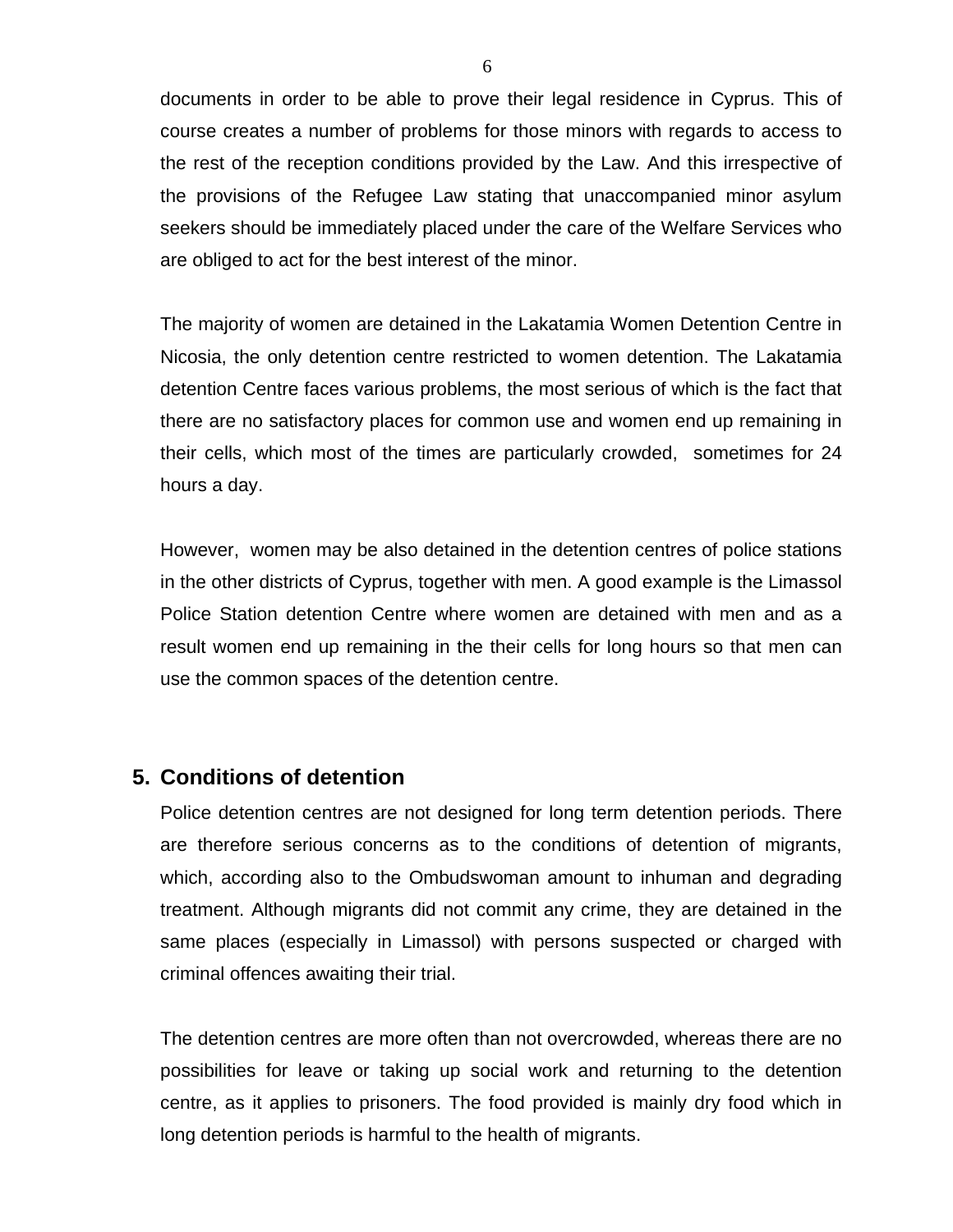documents in order to be able to prove their legal residence in Cyprus. This of course creates a number of problems for those minors with regards to access to the rest of the reception conditions provided by the Law. And this irrespective of the provisions of the Refugee Law stating that unaccompanied minor asylum seekers should be immediately placed under the care of the Welfare Services who are obliged to act for the best interest of the minor.

The majority of women are detained in the Lakatamia Women Detention Centre in Nicosia, the only detention centre restricted to women detention. The Lakatamia detention Centre faces various problems, the most serious of which is the fact that there are no satisfactory places for common use and women end up remaining in their cells, which most of the times are particularly crowded, sometimes for 24 hours a day.

However, women may be also detained in the detention centres of police stations in the other districts of Cyprus, together with men. A good example is the Limassol Police Station detention Centre where women are detained with men and as a result women end up remaining in the their cells for long hours so that men can use the common spaces of the detention centre.

## 5. Conditions of detention

Police detention centres are not designed for long term detention periods. There are therefore serious concerns as to the conditions of detention of migrants, which, according also to the Ombudswoman amount to inhuman and degrading treatment. Although migrants did not commit any crime, they are detained in the same places (especially in Limassol) with persons suspected or charged with criminal offences awaiting their trial.

The detention centres are more often than not overcrowded, whereas there are no possibilities for leave or taking up social work and returning to the detention centre, as it applies to prisoners. The food provided is mainly dry food which in long detention periods is harmful to the health of migrants.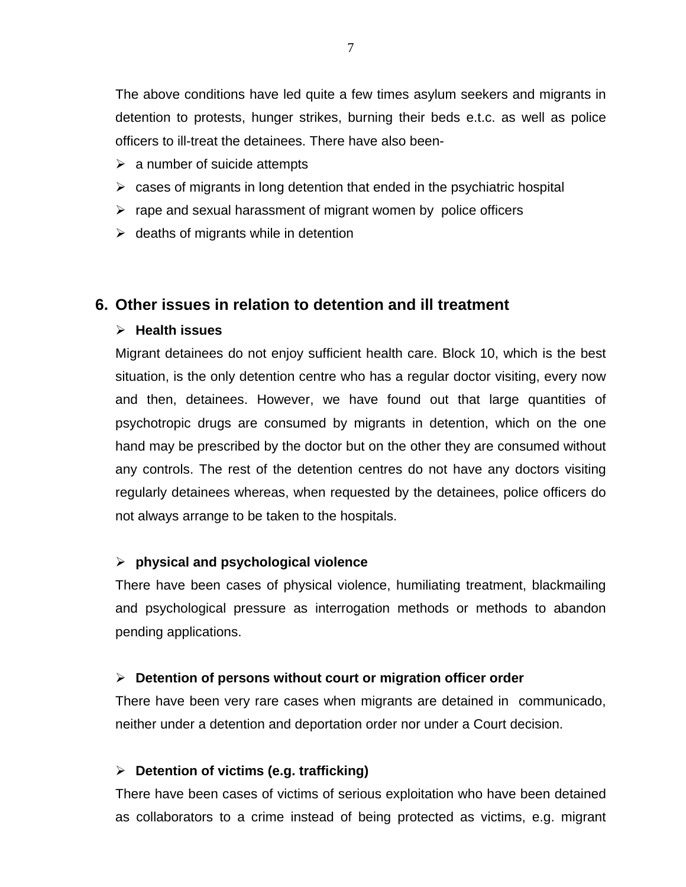The above conditions have led quite a few times asylum seekers and migrants in detention to protests, hunger strikes, burning their beds e.t.c. as well as police officers to ill-treat the detainees. There have also been-

- a number of suicide attempts
- cases of migrants in long detention that ended in the psychiatric hospital
- rape and sexual harassment of migrant women by police officers
- deaths of migrants while in detention

## 6. Other issues in relation to detention and ill treatment

- **Health issues**

Migrant detainees do not enjoy sufficient health care. Block 10, which is the best situation, is the only detention centre who has a regular doctor visiting, every now and then, detainees. However, we have found out that large quantities of psychotropic drugs are consumed by migrants in detention, which on the one hand may be prescribed by the doctor but on the other they are consumed without any controls. The rest of the detention centres do not have any doctors visiting regularly detainees whereas, when requested by the detainees, police officers do not always arrange to be taken to the hospitals.

- **physical and psychological violence**

There have been cases of physical violence, humiliating treatment, blackmailing and psychological pressure as interrogation methods or methods to abandon pending applications.

- **Detention of persons without court or migration officer order**

There have been very rare cases when migrants are detained in communicado, neither under a detention and deportation order nor under a Court decision.

- **Detention of victims (e.g. trafficking)**

There have been cases of victims of serious exploitation who have been detained as collaborators to a crime instead of being protected as victims, e.g. migrant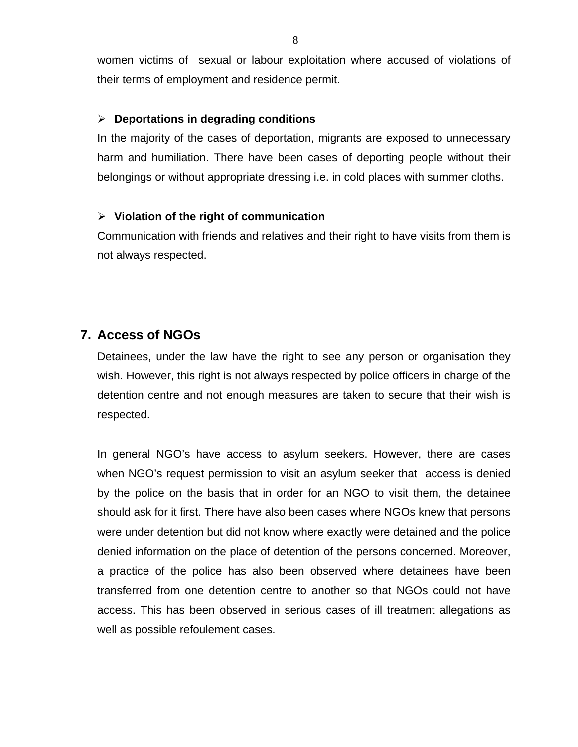women victims of sexual or labour exploitation where accused of violations of their terms of employment and residence permit.

- **Deportations in degrading conditions**

In the majority of the cases of deportation, migrants are exposed to unnecessary harm and humiliation. There have been cases of deporting people without their belongings or without appropriate dressing i.e. in cold places with summer cloths.

- **Violation of the right of communication**

Communication with friends and relatives and their right to have visits from them is not always respected.

## 7. Access of NGOs

Detainees, under the law have the right to see any person or organisation they wish. However, this right is not always respected by police officers in charge of the detention centre and not enough measures are taken to secure that their wish is respected.

In general NGO's have access to asylum seekers. However, there are cases when NGO's request permission to visit an asylum seeker that access is denied by the police on the basis that in order for an NGO to visit them, the detainee should ask for it first. There have also been cases where NGOs knew that persons were under detention but did not know where exactly were detained and the police denied information on the place of detention of the persons concerned. Moreover, a practice of the police has also been observed where detainees have been transferred from one detention centre to another so that NGOs could not have access. This has been observed in serious cases of ill treatment allegations as well as possible refoulement cases.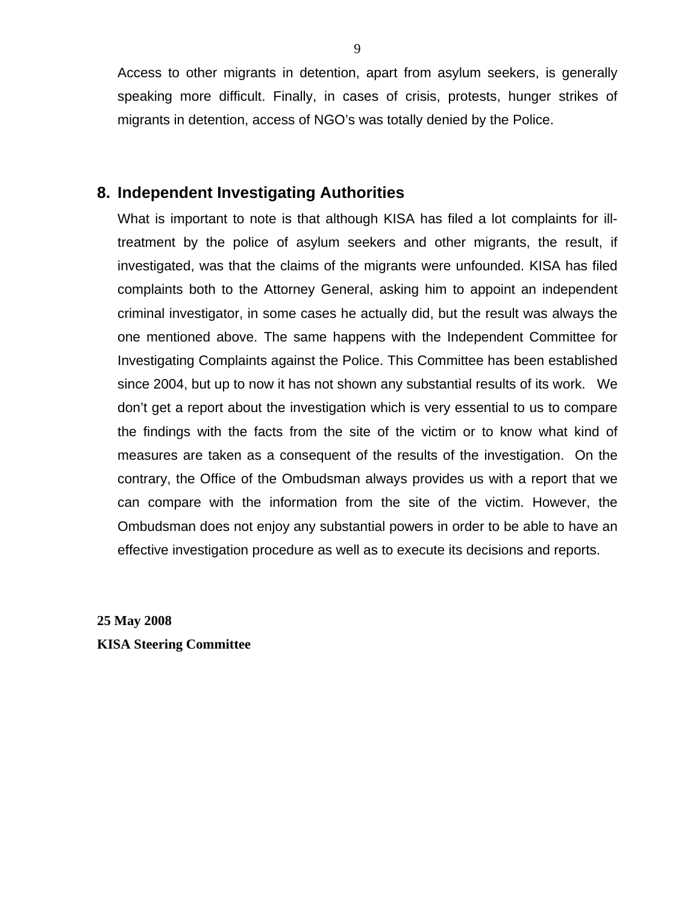Access to other migrants in detention, apart from asylum seekers, is generally speaking more difficult. Finally, in cases of crisis, protests, hunger strikes of migrants in detention, access of NGO's was totally denied by the Police.

## 8. Independent Investigating Authorities

What is important to note is that although KISA has filed a lot complaints for ill-treatment by the police of asylum seekers and other migrants, the result, if investigated, was that the claims of the migrants were unfounded. KISA has filed complaints both to the Attorney General, asking him to appoint an independent criminal investigator, in some cases he actually did, but the result was always the one mentioned above. The same happens with the Independent Committee for Investigating Complaints against the Police. This Committee has been established since 2004, but up to now it has not shown any substantial results of its work. We don't get a report about the investigation which is very essential to us to compare the findings with the facts from the site of the victim or to know what kind of measures are taken as a consequent of the results of the investigation. On the contrary, the Office of the Ombudsman always provides us with a report that we can compare with the information from the site of the victim. However, the Ombudsman does not enjoy any substantial powers in order to be able to have an effective investigation procedure as well as to execute its decisions and reports.

**25 May 2008**
**KISA Steering Committee**